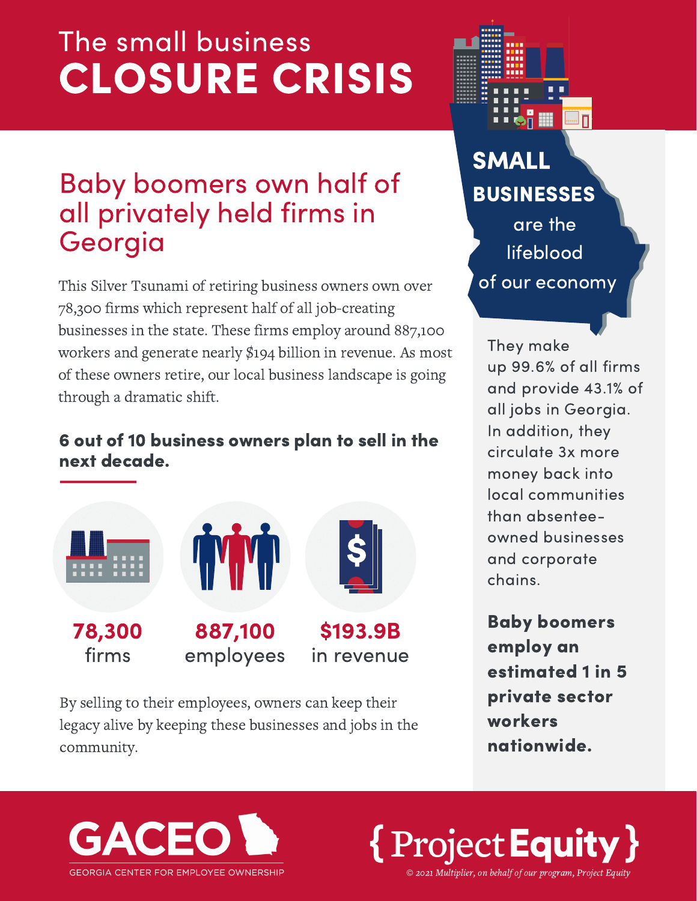# The small business CLOSURE CRISIS

## Baby boomers own half of all privately held firms in Georgia

This Silver Tsunami of retiring business owners own over 78,300 firms which represent half of all job-creating businesses in the state. These firms employ around 887,100 workers and generate nearly $194 billion in revenue. As most of these owners retire, our local business landscape is going through a dramatic shift.

**6 out of 10 business owners plan to sell in the next decade.**

**78,300** firms

**887,100** employees

**$193.9B** in revenue

By selling to their employees, owners can keep their legacy alive by keeping these businesses and jobs in the community.

**SMALL BUSINESSES** are the lifeblood of our economy

They make up 99.6% of all firms and provide 43.1% of all jobs in Georgia. In addition, they circulate 3x more money back into local communities than absentee-owned businesses and corporate chains.

**Baby boomers employ an estimated 1 in 5 private sector workers nationwide.**

GACEO
GEORGIA CENTER FOR EMPLOYEE OWNERSHIP

{ Project Equity }

*© 2021 Multiplier, on behalf of our program, Project Equity*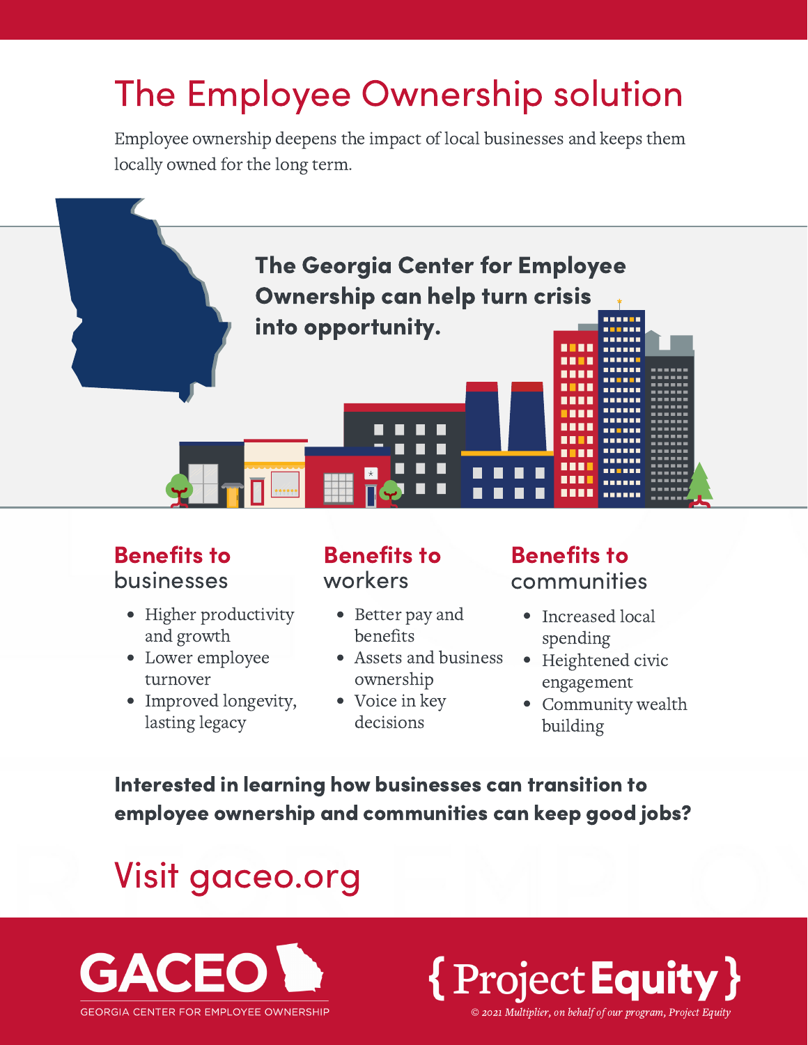# The Employee Ownership solution

Employee ownership deepens the impact of local businesses and keeps them locally owned for the long term.

**The Georgia Center for Employee Ownership can help turn crisis into opportunity.**

## Benefits to businesses

- Higher productivity and growth
- Lower employee turnover
- Improved longevity, lasting legacy

## Benefits to workers

- Better pay and benefits
- Assets and business ownership
- Voice in key decisions

## Benefits to communities

- Increased local spending
- Heightened civic engagement
- Community wealth building

**Interested in learning how businesses can transition to employee ownership and communities can keep good jobs?**

## Visit gaceo.org

GACEO
GEORGIA CENTER FOR EMPLOYEE OWNERSHIP

{ Project Equity }

*© 2021 Multiplier, on behalf of our program, Project Equity*